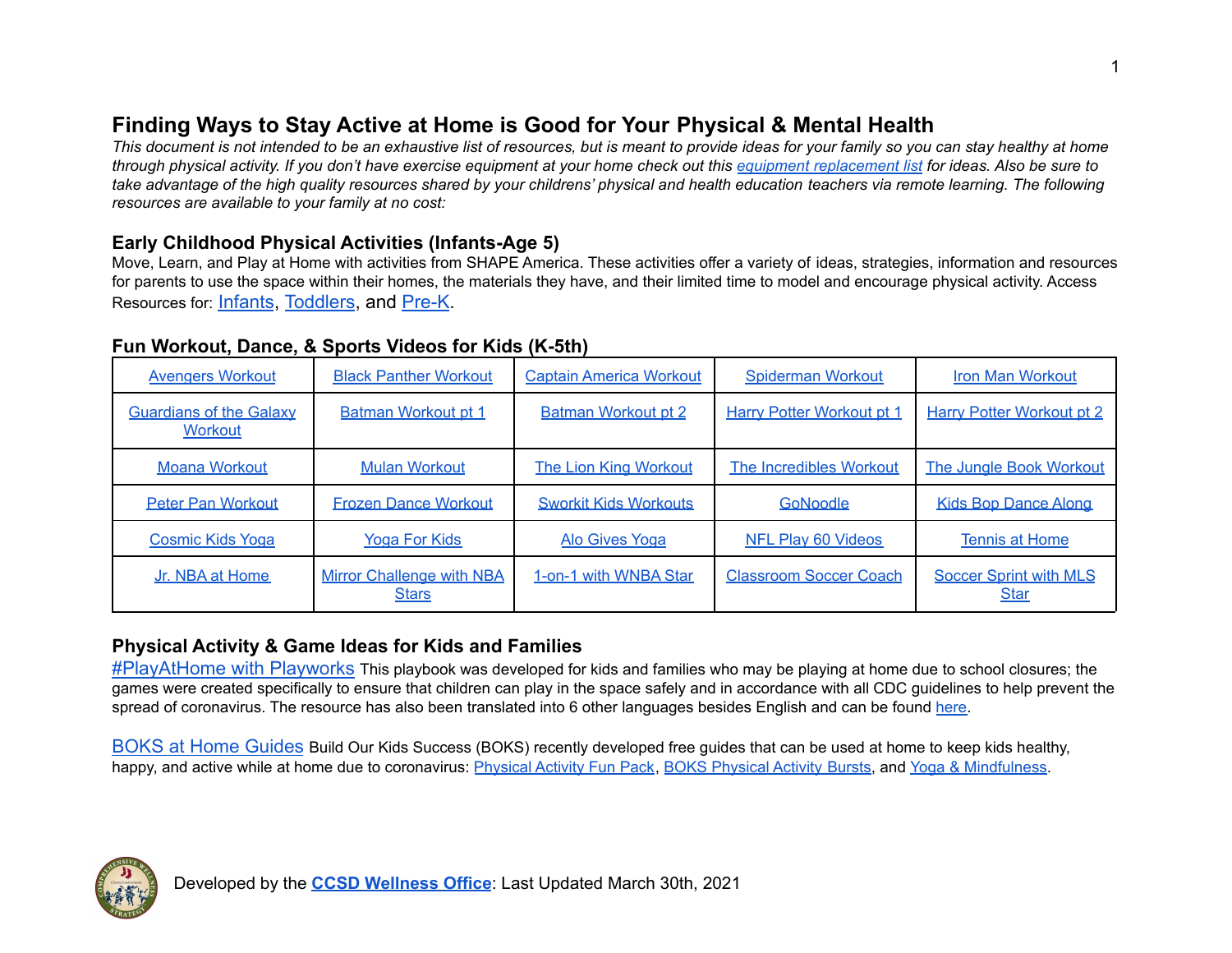# Finding Ways to Stay Active at Home is Good for Your Physical & Mental Health

*This document is not intended to be an exhaustive list of resources, but is meant to provide ideas for your family so you can stay healthy at home through physical activity. If you don't have exercise equipment at your home check out this equipment replacement list for ideas. Also be sure to take advantage of the high quality resources shared by your childrens' physical and health education teachers via remote learning. The following resources are available to your family at no cost:*

## Early Childhood Physical Activities (Infants-Age 5)

Move, Learn, and Play at Home with activities from SHAPE America. These activities offer a variety of ideas, strategies, information and resources for parents to use the space within their homes, the materials they have, and their limited time to model and encourage physical activity. Access Resources for: Infants, Toddlers, and Pre-K.

## Fun Workout, Dance, & Sports Videos for Kids (K-5th)

| | | | | |
|---|---|---|---|---|
| Avengers Workout | Black Panther Workout | Captain America Workout | Spiderman Workout | Iron Man Workout |
| Guardians of the Galaxy Workout | Batman Workout pt 1 | Batman Workout pt 2 | Harry Potter Workout pt 1 | Harry Potter Workout pt 2 |
| Moana Workout | Mulan Workout | The Lion King Workout | The Incredibles Workout | The Jungle Book Workout |
| Peter Pan Workout | Frozen Dance Workout | Sworkit Kids Workouts | GoNoodle | Kids Bop Dance Along |
| Cosmic Kids Yoga | Yoga For Kids | Alo Gives Yoga | NFL Play 60 Videos | Tennis at Home |
| Jr. NBA at Home | Mirror Challenge with NBA Stars | 1-on-1 with WNBA Star | Classroom Soccer Coach | Soccer Sprint with MLS Star |

## Physical Activity & Game Ideas for Kids and Families

#PlayAtHome with Playworks This playbook was developed for kids and families who may be playing at home due to school closures; the games were created specifically to ensure that children can play in the space safely and in accordance with all CDC guidelines to help prevent the spread of coronavirus. The resource has also been translated into 6 other languages besides English and can be found here.

BOKS at Home Guides Build Our Kids Success (BOKS) recently developed free guides that can be used at home to keep kids healthy, happy, and active while at home due to coronavirus: Physical Activity Fun Pack, BOKS Physical Activity Bursts, and Yoga & Mindfulness.

Developed by the **CCSD Wellness Office**: Last Updated March 30th, 2021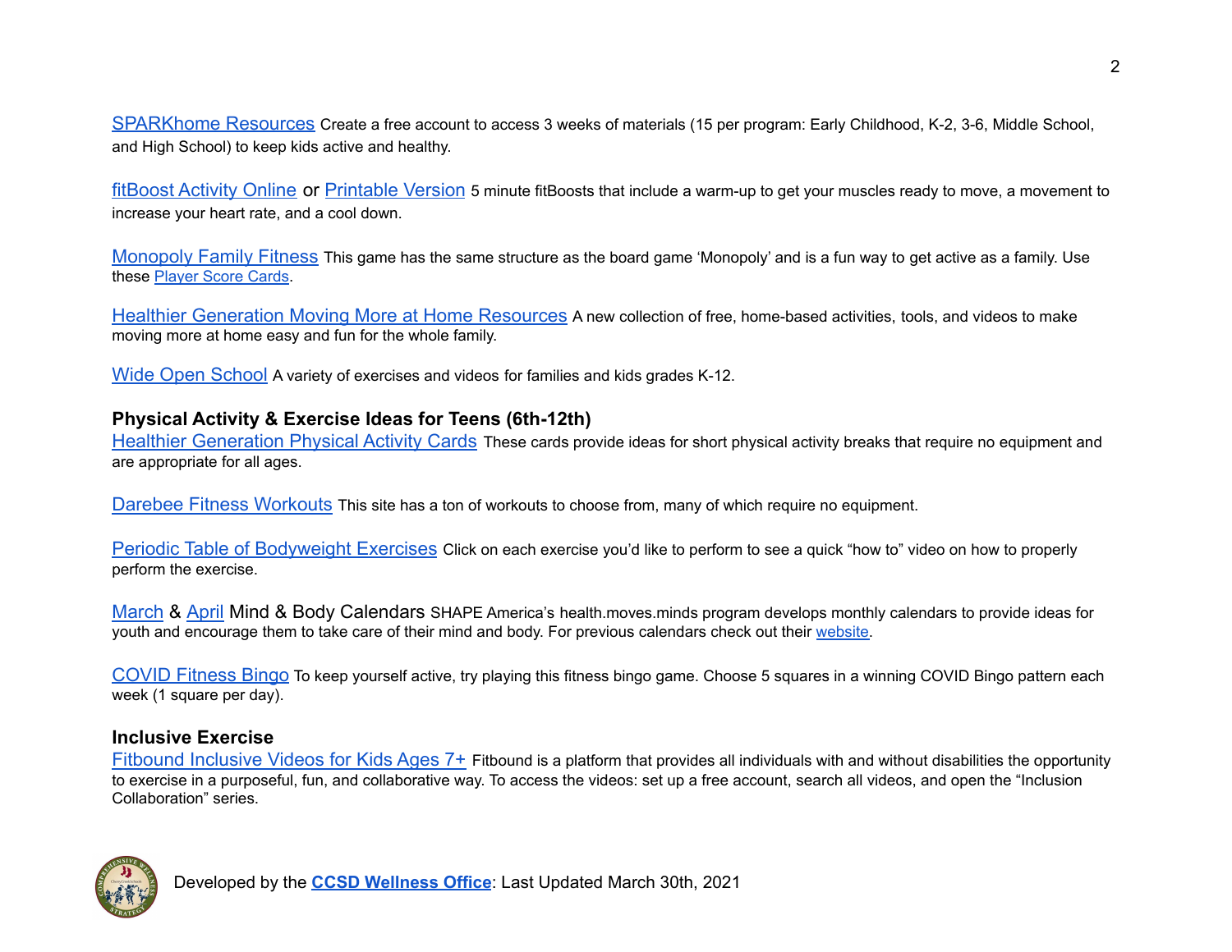SPARKhome Resources Create a free account to access 3 weeks of materials (15 per program: Early Childhood, K-2, 3-6, Middle School, and High School) to keep kids active and healthy.

fitBoost Activity Online or Printable Version 5 minute fitBoosts that include a warm-up to get your muscles ready to move, a movement to increase your heart rate, and a cool down.

Monopoly Family Fitness This game has the same structure as the board game 'Monopoly' and is a fun way to get active as a family. Use these Player Score Cards.

Healthier Generation Moving More at Home Resources A new collection of free, home-based activities, tools, and videos to make moving more at home easy and fun for the whole family.

Wide Open School A variety of exercises and videos for families and kids grades K-12.

### Physical Activity & Exercise Ideas for Teens (6th-12th)

Healthier Generation Physical Activity Cards These cards provide ideas for short physical activity breaks that require no equipment and are appropriate for all ages.

Darebee Fitness Workouts This site has a ton of workouts to choose from, many of which require no equipment.

Periodic Table of Bodyweight Exercises Click on each exercise you'd like to perform to see a quick "how to" video on how to properly perform the exercise.

March & April Mind & Body Calendars SHAPE America's health.moves.minds program develops monthly calendars to provide ideas for youth and encourage them to take care of their mind and body. For previous calendars check out their website.

COVID Fitness Bingo To keep yourself active, try playing this fitness bingo game. Choose 5 squares in a winning COVID Bingo pattern each week (1 square per day).

### Inclusive Exercise

Fitbound Inclusive Videos for Kids Ages 7+ Fitbound is a platform that provides all individuals with and without disabilities the opportunity to exercise in a purposeful, fun, and collaborative way. To access the videos: set up a free account, search all videos, and open the "Inclusion Collaboration" series.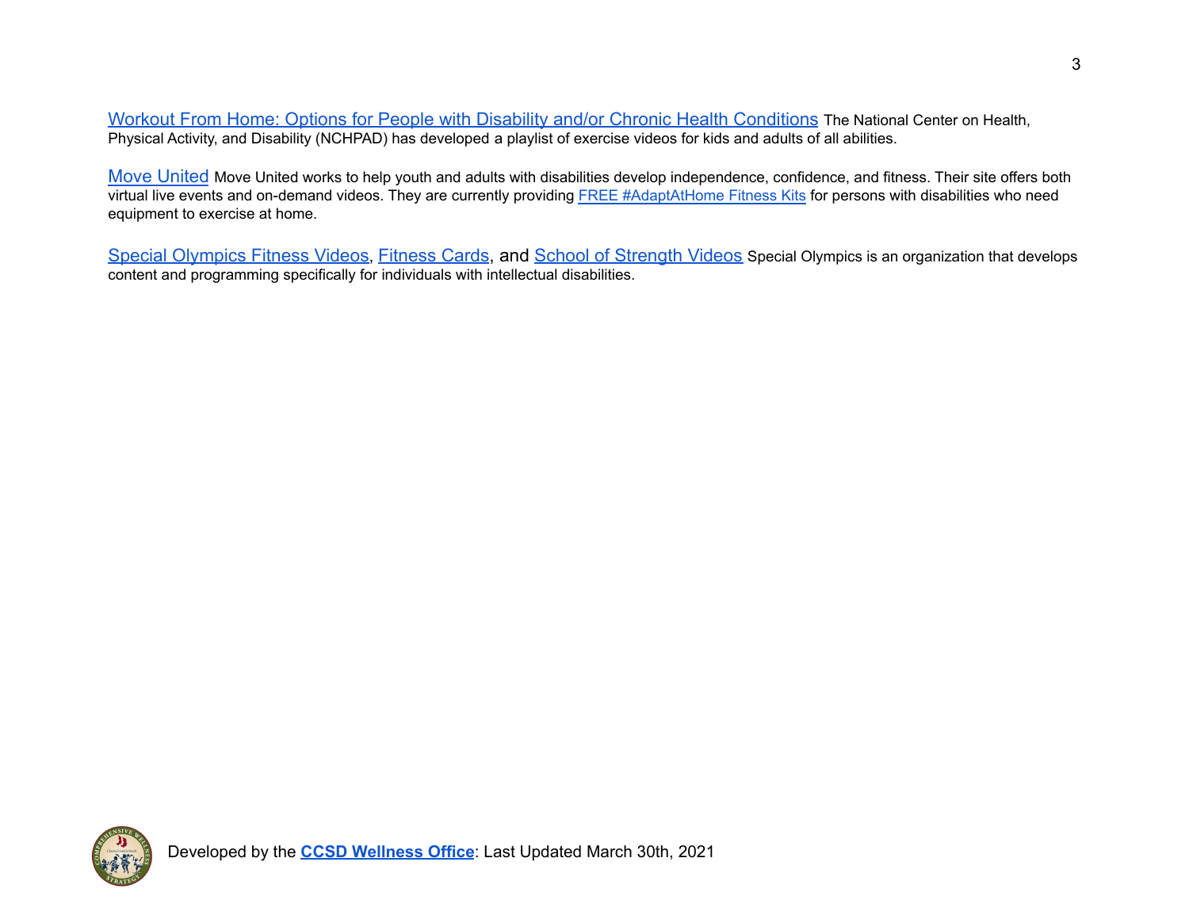Workout From Home: Options for People with Disability and/or Chronic Health Conditions The National Center on Health, Physical Activity, and Disability (NCHPAD) has developed a playlist of exercise videos for kids and adults of all abilities.

Move United Move United works to help youth and adults with disabilities develop independence, confidence, and fitness. Their site offers both virtual live events and on-demand videos. They are currently providing FREE #AdaptAtHome Fitness Kits for persons with disabilities who need equipment to exercise at home.

Special Olympics Fitness Videos, Fitness Cards, and School of Strength Videos Special Olympics is an organization that develops content and programming specifically for individuals with intellectual disabilities.

Developed by the **CCSD Wellness Office**: Last Updated March 30th, 2021